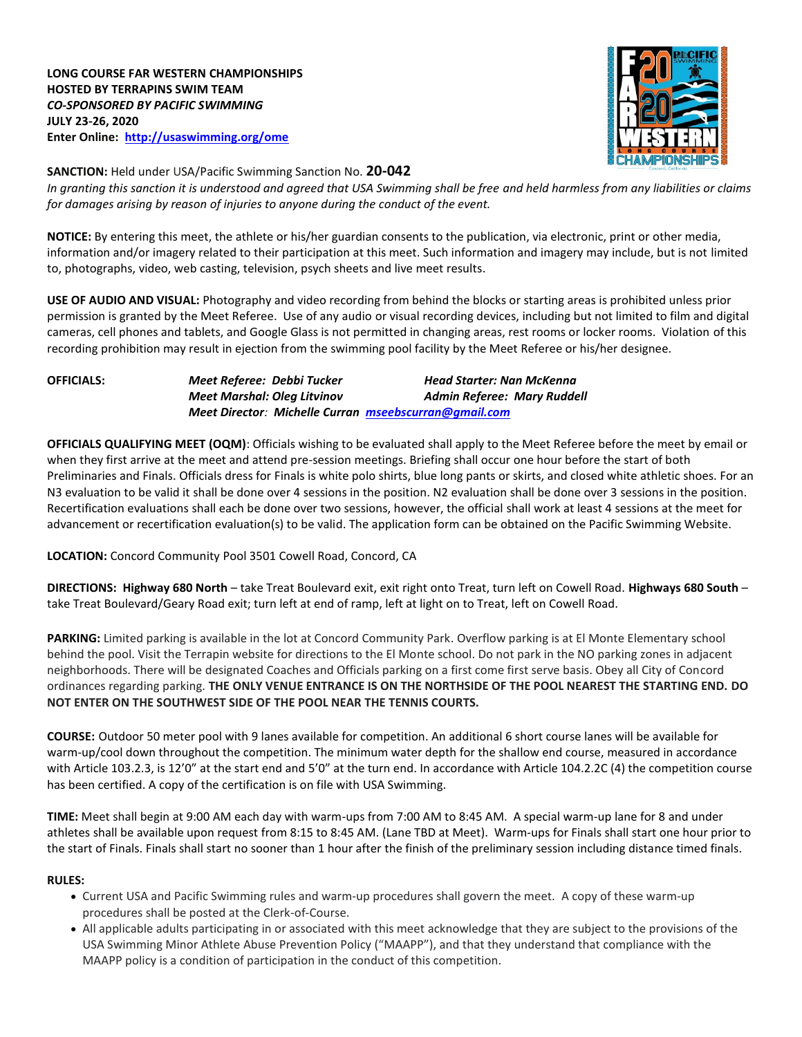**LONG COURSE FAR WESTERN CHAMPIONSHIPS**
**HOSTED BY TERRAPINS SWIM TEAM**
***CO-SPONSORED BY PACIFIC SWIMMING***
**JULY 23-26, 2020**
**Enter Online: [http://usaswimming.org/ome](http://usaswimming.org/ome)**

**SANCTION:** Held under USA/Pacific Swimming Sanction No. **20-042**
*In granting this sanction it is understood and agreed that USA Swimming shall be free and held harmless from any liabilities or claims for damages arising by reason of injuries to anyone during the conduct of the event.*

**NOTICE:** By entering this meet, the athlete or his/her guardian consents to the publication, via electronic, print or other media, information and/or imagery related to their participation at this meet. Such information and imagery may include, but is not limited to, photographs, video, web casting, television, psych sheets and live meet results.

**USE OF AUDIO AND VISUAL:** Photography and video recording from behind the blocks or starting areas is prohibited unless prior permission is granted by the Meet Referee. Use of any audio or visual recording devices, including but not limited to film and digital cameras, cell phones and tablets, and Google Glass is not permitted in changing areas, rest rooms or locker rooms. Violation of this recording prohibition may result in ejection from the swimming pool facility by the Meet Referee or his/her designee.

**OFFICIALS:**
*Meet Referee: Debbi Tucker* — *Head Starter: Nan McKenna*
*Meet Marshal: Oleg Litvinov* — *Admin Referee: Mary Ruddell*
*Meet Director: Michelle Curran [mseebscurran@gmail.com](mailto:mseebscurran@gmail.com)*

**OFFICIALS QUALIFYING MEET (OQM)**: Officials wishing to be evaluated shall apply to the Meet Referee before the meet by email or when they first arrive at the meet and attend pre-session meetings. Briefing shall occur one hour before the start of both Preliminaries and Finals. Officials dress for Finals is white polo shirts, blue long pants or skirts, and closed white athletic shoes. For an N3 evaluation to be valid it shall be done over 4 sessions in the position. N2 evaluation shall be done over 3 sessions in the position. Recertification evaluations shall each be done over two sessions, however, the official shall work at least 4 sessions at the meet for advancement or recertification evaluation(s) to be valid. The application form can be obtained on the Pacific Swimming Website.

**LOCATION:** Concord Community Pool 3501 Cowell Road, Concord, CA

**DIRECTIONS: Highway 680 North** – take Treat Boulevard exit, exit right onto Treat, turn left on Cowell Road. **Highways 680 South** – take Treat Boulevard/Geary Road exit; turn left at end of ramp, left at light on to Treat, left on Cowell Road.

**PARKING:** Limited parking is available in the lot at Concord Community Park. Overflow parking is at El Monte Elementary school behind the pool. Visit the Terrapin website for directions to the El Monte school. Do not park in the NO parking zones in adjacent neighborhoods. There will be designated Coaches and Officials parking on a first come first serve basis. Obey all City of Concord ordinances regarding parking. **THE ONLY VENUE ENTRANCE IS ON THE NORTHSIDE OF THE POOL NEAREST THE STARTING END. DO NOT ENTER ON THE SOUTHWEST SIDE OF THE POOL NEAR THE TENNIS COURTS.**

**COURSE:** Outdoor 50 meter pool with 9 lanes available for competition. An additional 6 short course lanes will be available for warm-up/cool down throughout the competition. The minimum water depth for the shallow end course, measured in accordance with Article 103.2.3, is 12'0" at the start end and 5'0" at the turn end. In accordance with Article 104.2.2C (4) the competition course has been certified. A copy of the certification is on file with USA Swimming.

**TIME:** Meet shall begin at 9:00 AM each day with warm-ups from 7:00 AM to 8:45 AM. A special warm-up lane for 8 and under athletes shall be available upon request from 8:15 to 8:45 AM. (Lane TBD at Meet). Warm-ups for Finals shall start one hour prior to the start of Finals. Finals shall start no sooner than 1 hour after the finish of the preliminary session including distance timed finals.

**RULES:**

- Current USA and Pacific Swimming rules and warm-up procedures shall govern the meet. A copy of these warm-up procedures shall be posted at the Clerk-of-Course.
- All applicable adults participating in or associated with this meet acknowledge that they are subject to the provisions of the USA Swimming Minor Athlete Abuse Prevention Policy ("MAAPP"), and that they understand that compliance with the MAAPP policy is a condition of participation in the conduct of this competition.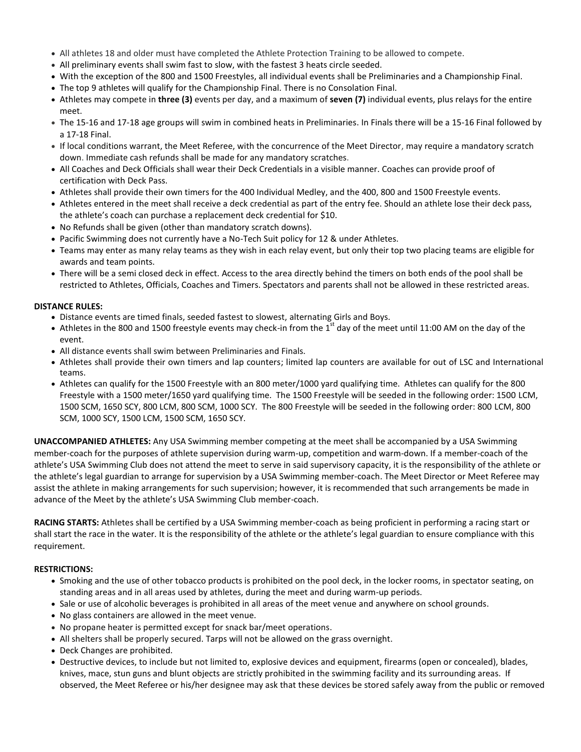- All athletes 18 and older must have completed the Athlete Protection Training to be allowed to compete.
- All preliminary events shall swim fast to slow, with the fastest 3 heats circle seeded.
- With the exception of the 800 and 1500 Freestyles, all individual events shall be Preliminaries and a Championship Final.
- The top 9 athletes will qualify for the Championship Final. There is no Consolation Final.
- Athletes may compete in **three (3)** events per day, and a maximum of **seven (7)** individual events, plus relays for the entire meet.
- The 15-16 and 17-18 age groups will swim in combined heats in Preliminaries. In Finals there will be a 15-16 Final followed by a 17-18 Final.
- If local conditions warrant, the Meet Referee, with the concurrence of the Meet Director, may require a mandatory scratch down. Immediate cash refunds shall be made for any mandatory scratches.
- All Coaches and Deck Officials shall wear their Deck Credentials in a visible manner. Coaches can provide proof of certification with Deck Pass.
- Athletes shall provide their own timers for the 400 Individual Medley, and the 400, 800 and 1500 Freestyle events.
- Athletes entered in the meet shall receive a deck credential as part of the entry fee. Should an athlete lose their deck pass, the athlete's coach can purchase a replacement deck credential for $10.
- No Refunds shall be given (other than mandatory scratch downs).
- Pacific Swimming does not currently have a No-Tech Suit policy for 12 & under Athletes.
- Teams may enter as many relay teams as they wish in each relay event, but only their top two placing teams are eligible for awards and team points.
- There will be a semi closed deck in effect. Access to the area directly behind the timers on both ends of the pool shall be restricted to Athletes, Officials, Coaches and Timers. Spectators and parents shall not be allowed in these restricted areas.

**DISTANCE RULES:**

- Distance events are timed finals, seeded fastest to slowest, alternating Girls and Boys.
- Athletes in the 800 and 1500 freestyle events may check-in from the 1st day of the meet until 11:00 AM on the day of the event.
- All distance events shall swim between Preliminaries and Finals.
- Athletes shall provide their own timers and lap counters; limited lap counters are available for out of LSC and International teams.
- Athletes can qualify for the 1500 Freestyle with an 800 meter/1000 yard qualifying time. Athletes can qualify for the 800 Freestyle with a 1500 meter/1650 yard qualifying time. The 1500 Freestyle will be seeded in the following order: 1500 LCM, 1500 SCM, 1650 SCY, 800 LCM, 800 SCM, 1000 SCY. The 800 Freestyle will be seeded in the following order: 800 LCM, 800 SCM, 1000 SCY, 1500 LCM, 1500 SCM, 1650 SCY.

**UNACCOMPANIED ATHLETES:** Any USA Swimming member competing at the meet shall be accompanied by a USA Swimming member-coach for the purposes of athlete supervision during warm-up, competition and warm-down. If a member-coach of the athlete's USA Swimming Club does not attend the meet to serve in said supervisory capacity, it is the responsibility of the athlete or the athlete's legal guardian to arrange for supervision by a USA Swimming member-coach. The Meet Director or Meet Referee may assist the athlete in making arrangements for such supervision; however, it is recommended that such arrangements be made in advance of the Meet by the athlete's USA Swimming Club member-coach.

**RACING STARTS:** Athletes shall be certified by a USA Swimming member-coach as being proficient in performing a racing start or shall start the race in the water. It is the responsibility of the athlete or the athlete's legal guardian to ensure compliance with this requirement.

**RESTRICTIONS:**

- Smoking and the use of other tobacco products is prohibited on the pool deck, in the locker rooms, in spectator seating, on standing areas and in all areas used by athletes, during the meet and during warm-up periods.
- Sale or use of alcoholic beverages is prohibited in all areas of the meet venue and anywhere on school grounds.
- No glass containers are allowed in the meet venue.
- No propane heater is permitted except for snack bar/meet operations.
- All shelters shall be properly secured. Tarps will not be allowed on the grass overnight.
- Deck Changes are prohibited.
- Destructive devices, to include but not limited to, explosive devices and equipment, firearms (open or concealed), blades, knives, mace, stun guns and blunt objects are strictly prohibited in the swimming facility and its surrounding areas. If observed, the Meet Referee or his/her designee may ask that these devices be stored safely away from the public or removed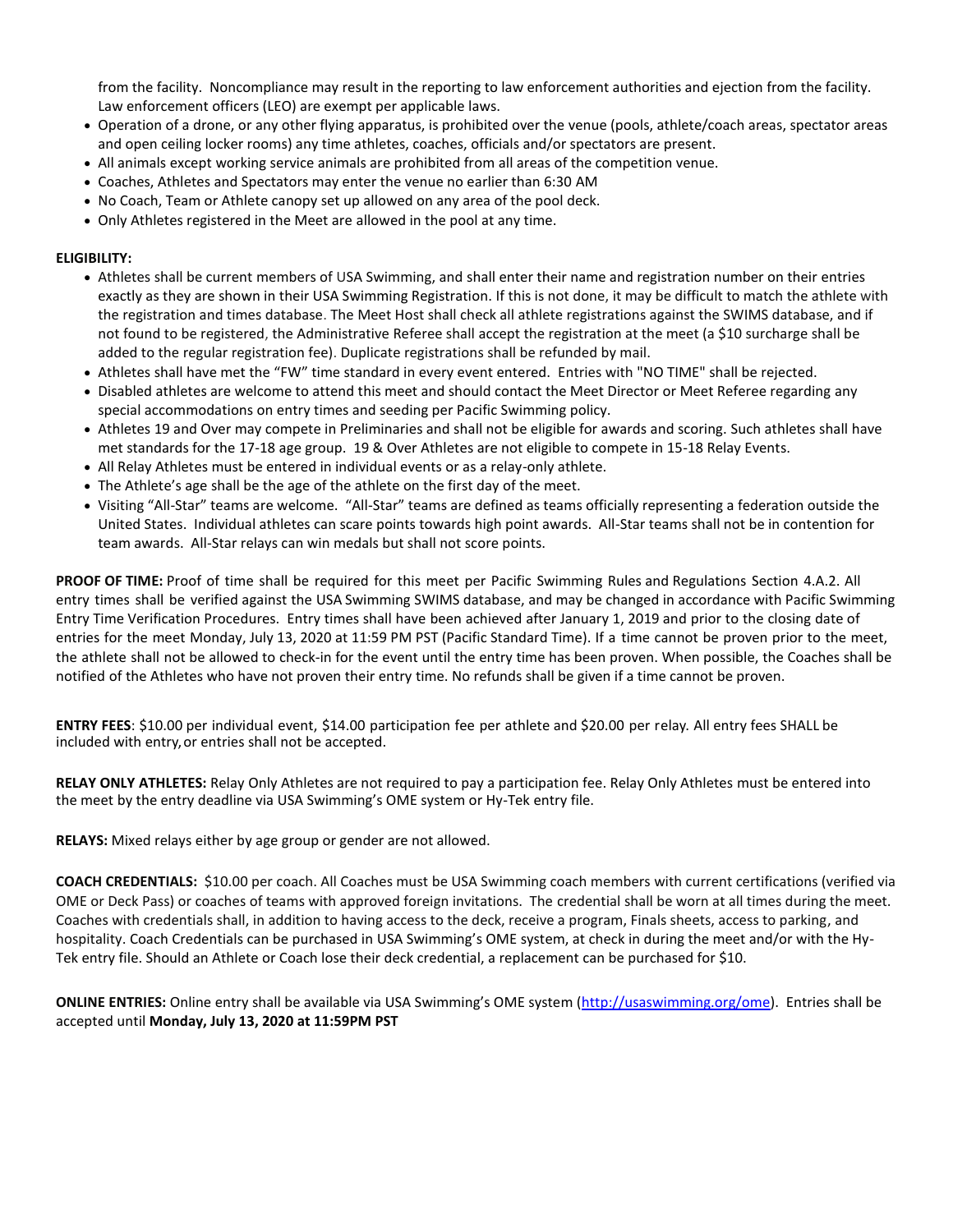from the facility. Noncompliance may result in the reporting to law enforcement authorities and ejection from the facility. Law enforcement officers (LEO) are exempt per applicable laws.

- Operation of a drone, or any other flying apparatus, is prohibited over the venue (pools, athlete/coach areas, spectator areas and open ceiling locker rooms) any time athletes, coaches, officials and/or spectators are present.
- All animals except working service animals are prohibited from all areas of the competition venue.
- Coaches, Athletes and Spectators may enter the venue no earlier than 6:30 AM
- No Coach, Team or Athlete canopy set up allowed on any area of the pool deck.
- Only Athletes registered in the Meet are allowed in the pool at any time.

**ELIGIBILITY:**

- Athletes shall be current members of USA Swimming, and shall enter their name and registration number on their entries exactly as they are shown in their USA Swimming Registration. If this is not done, it may be difficult to match the athlete with the registration and times database. The Meet Host shall check all athlete registrations against the SWIMS database, and if not found to be registered, the Administrative Referee shall accept the registration at the meet (a $10 surcharge shall be added to the regular registration fee). Duplicate registrations shall be refunded by mail.
- Athletes shall have met the "FW" time standard in every event entered. Entries with "NO TIME" shall be rejected.
- Disabled athletes are welcome to attend this meet and should contact the Meet Director or Meet Referee regarding any special accommodations on entry times and seeding per Pacific Swimming policy.
- Athletes 19 and Over may compete in Preliminaries and shall not be eligible for awards and scoring. Such athletes shall have met standards for the 17-18 age group. 19 & Over Athletes are not eligible to compete in 15-18 Relay Events.
- All Relay Athletes must be entered in individual events or as a relay-only athlete.
- The Athlete's age shall be the age of the athlete on the first day of the meet.
- Visiting "All-Star" teams are welcome. "All-Star" teams are defined as teams officially representing a federation outside the United States. Individual athletes can scare points towards high point awards. All-Star teams shall not be in contention for team awards. All-Star relays can win medals but shall not score points.

**PROOF OF TIME:** Proof of time shall be required for this meet per Pacific Swimming Rules and Regulations Section 4.A.2. All entry times shall be verified against the USA Swimming SWIMS database, and may be changed in accordance with Pacific Swimming Entry Time Verification Procedures. Entry times shall have been achieved after January 1, 2019 and prior to the closing date of entries for the meet Monday, July 13, 2020 at 11:59 PM PST (Pacific Standard Time). If a time cannot be proven prior to the meet, the athlete shall not be allowed to check-in for the event until the entry time has been proven. When possible, the Coaches shall be notified of the Athletes who have not proven their entry time. No refunds shall be given if a time cannot be proven.

**ENTRY FEES**: $10.00 per individual event, $14.00 participation fee per athlete and $20.00 per relay. All entry fees SHALL be included with entry, or entries shall not be accepted.

**RELAY ONLY ATHLETES:** Relay Only Athletes are not required to pay a participation fee. Relay Only Athletes must be entered into the meet by the entry deadline via USA Swimming's OME system or Hy-Tek entry file.

**RELAYS:** Mixed relays either by age group or gender are not allowed.

**COACH CREDENTIALS:** $10.00 per coach. All Coaches must be USA Swimming coach members with current certifications (verified via OME or Deck Pass) or coaches of teams with approved foreign invitations. The credential shall be worn at all times during the meet. Coaches with credentials shall, in addition to having access to the deck, receive a program, Finals sheets, access to parking, and hospitality. Coach Credentials can be purchased in USA Swimming's OME system, at check in during the meet and/or with the Hy-Tek entry file. Should an Athlete or Coach lose their deck credential, a replacement can be purchased for $10.

**ONLINE ENTRIES:** Online entry shall be available via USA Swimming's OME system (http://usaswimming.org/ome). Entries shall be accepted until **Monday, July 13, 2020 at 11:59PM PST**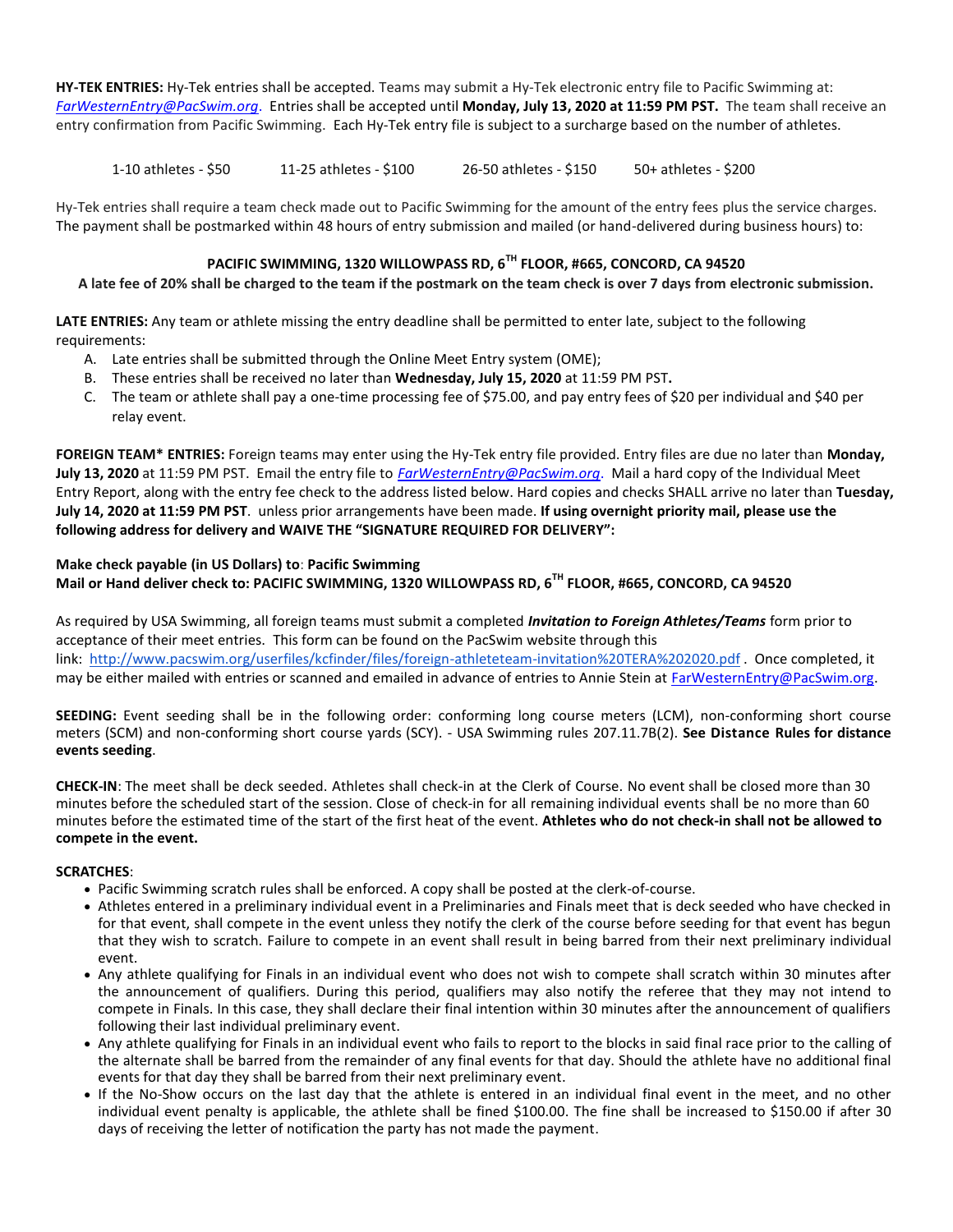**HY-TEK ENTRIES:** Hy-Tek entries shall be accepted. Teams may submit a Hy-Tek electronic entry file to Pacific Swimming at: *FarWesternEntry@PacSwim.org*. Entries shall be accepted until **Monday, July 13, 2020 at 11:59 PM PST.** The team shall receive an entry confirmation from Pacific Swimming. Each Hy-Tek entry file is subject to a surcharge based on the number of athletes.

1-10 athletes - $50    11-25 athletes - $100    26-50 athletes - $150    50+ athletes - $200

Hy-Tek entries shall require a team check made out to Pacific Swimming for the amount of the entry fees plus the service charges. The payment shall be postmarked within 48 hours of entry submission and mailed (or hand-delivered during business hours) to:

**PACIFIC SWIMMING, 1320 WILLOWPASS RD, 6TH FLOOR, #665, CONCORD, CA 94520**

**A late fee of 20% shall be charged to the team if the postmark on the team check is over 7 days from electronic submission.**

**LATE ENTRIES:** Any team or athlete missing the entry deadline shall be permitted to enter late, subject to the following requirements:

A. Late entries shall be submitted through the Online Meet Entry system (OME);
B. These entries shall be received no later than **Wednesday, July 15, 2020** at 11:59 PM PST**.**
C. The team or athlete shall pay a one-time processing fee of $75.00, and pay entry fees of $20 per individual and $40 per relay event.

**FOREIGN TEAM* ENTRIES:** Foreign teams may enter using the Hy-Tek entry file provided. Entry files are due no later than **Monday, July 13, 2020** at 11:59 PM PST. Email the entry file to *FarWesternEntry@PacSwim.org*. Mail a hard copy of the Individual Meet Entry Report, along with the entry fee check to the address listed below. Hard copies and checks SHALL arrive no later than **Tuesday, July 14, 2020 at 11:59 PM PST**. unless prior arrangements have been made. **If using overnight priority mail, please use the following address for delivery and WAIVE THE "SIGNATURE REQUIRED FOR DELIVERY":**

**Make check payable (in US Dollars) to**: **Pacific Swimming**
**Mail or Hand deliver check to: PACIFIC SWIMMING, 1320 WILLOWPASS RD, 6TH FLOOR, #665, CONCORD, CA 94520**

As required by USA Swimming, all foreign teams must submit a completed ***Invitation to Foreign Athletes/Teams*** form prior to acceptance of their meet entries. This form can be found on the PacSwim website through this link: http://www.pacswim.org/userfiles/kcfinder/files/foreign-athleteteam-invitation%20TERA%202020.pdf . Once completed, it may be either mailed with entries or scanned and emailed in advance of entries to Annie Stein at FarWesternEntry@PacSwim.org.

**SEEDING:** Event seeding shall be in the following order: conforming long course meters (LCM), non-conforming short course meters (SCM) and non-conforming short course yards (SCY). - USA Swimming rules 207.11.7B(2). **See Distance Rules for distance events seeding**.

**CHECK-IN**: The meet shall be deck seeded. Athletes shall check-in at the Clerk of Course. No event shall be closed more than 30 minutes before the scheduled start of the session. Close of check-in for all remaining individual events shall be no more than 60 minutes before the estimated time of the start of the first heat of the event. **Athletes who do not check-in shall not be allowed to compete in the event.**

**SCRATCHES**:

- Pacific Swimming scratch rules shall be enforced. A copy shall be posted at the clerk-of-course.
- Athletes entered in a preliminary individual event in a Preliminaries and Finals meet that is deck seeded who have checked in for that event, shall compete in the event unless they notify the clerk of the course before seeding for that event has begun that they wish to scratch. Failure to compete in an event shall result in being barred from their next preliminary individual event.
- Any athlete qualifying for Finals in an individual event who does not wish to compete shall scratch within 30 minutes after the announcement of qualifiers. During this period, qualifiers may also notify the referee that they may not intend to compete in Finals. In this case, they shall declare their final intention within 30 minutes after the announcement of qualifiers following their last individual preliminary event.
- Any athlete qualifying for Finals in an individual event who fails to report to the blocks in said final race prior to the calling of the alternate shall be barred from the remainder of any final events for that day. Should the athlete have no additional final events for that day they shall be barred from their next preliminary event.
- If the No-Show occurs on the last day that the athlete is entered in an individual final event in the meet, and no other individual event penalty is applicable, the athlete shall be fined $100.00. The fine shall be increased to $150.00 if after 30 days of receiving the letter of notification the party has not made the payment.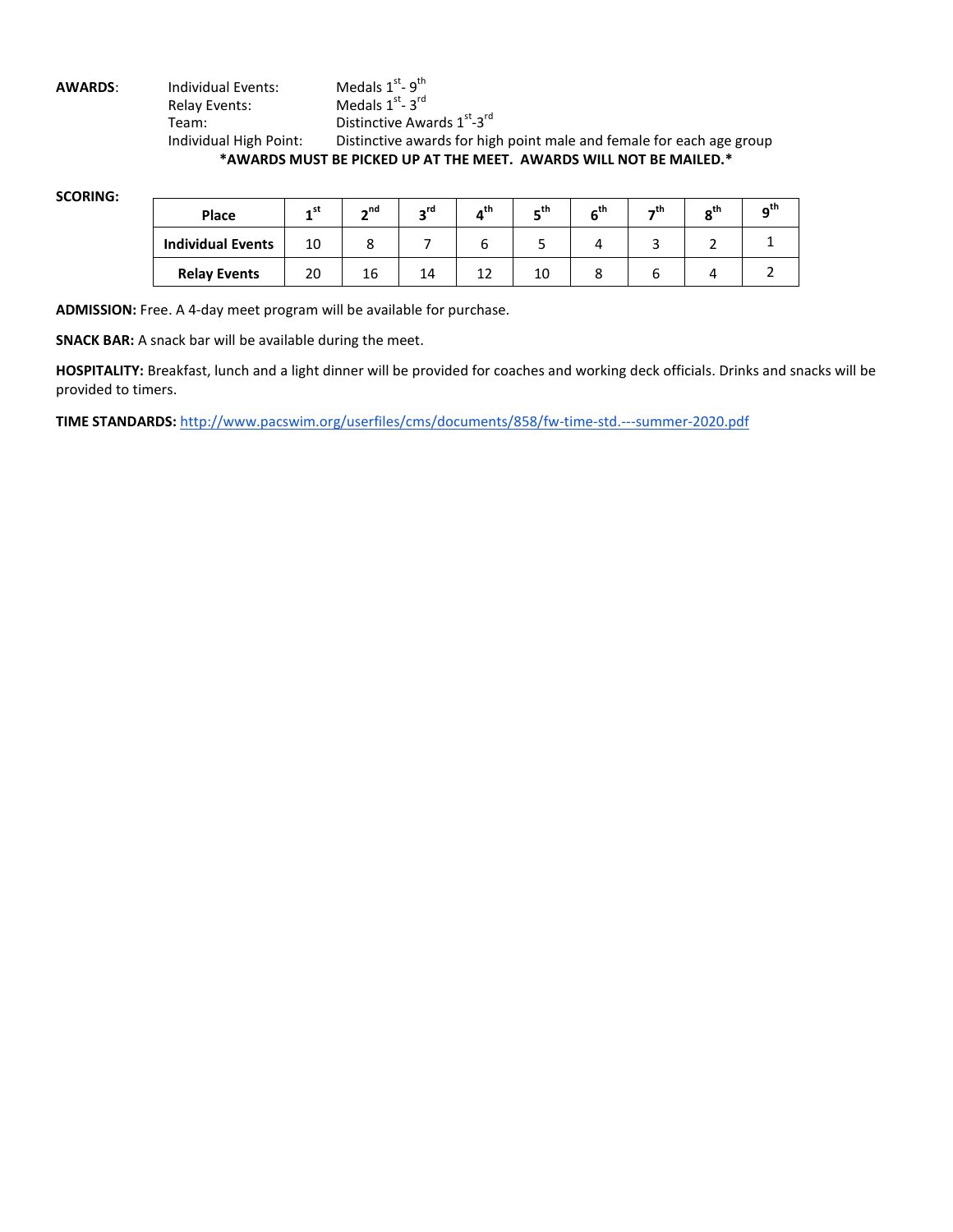**AWARDS**:

| | |
|---|---|
| Individual Events: | Medals 1st- 9th |
| Relay Events: | Medals 1st- 3rd |
| Team: | Distinctive Awards 1st-3rd |
| Individual High Point: | Distinctive awards for high point male and female for each age group |

**\*AWARDS MUST BE PICKED UP AT THE MEET. AWARDS WILL NOT BE MAILED.\***

**SCORING:**

| Place | 1st | 2nd | 3rd | 4th | 5th | 6th | 7th | 8th | 9th |
|---|---|---|---|---|---|---|---|---|---|
| **Individual Events** | 10 | 8 | 7 | 6 | 5 | 4 | 3 | 2 | 1 |
| **Relay Events** | 20 | 16 | 14 | 12 | 10 | 8 | 6 | 4 | 2 |

**ADMISSION:** Free. A 4-day meet program will be available for purchase.

**SNACK BAR:** A snack bar will be available during the meet.

**HOSPITALITY:** Breakfast, lunch and a light dinner will be provided for coaches and working deck officials. Drinks and snacks will be provided to timers.

**TIME STANDARDS:** http://www.pacswim.org/userfiles/cms/documents/858/fw-time-std.---summer-2020.pdf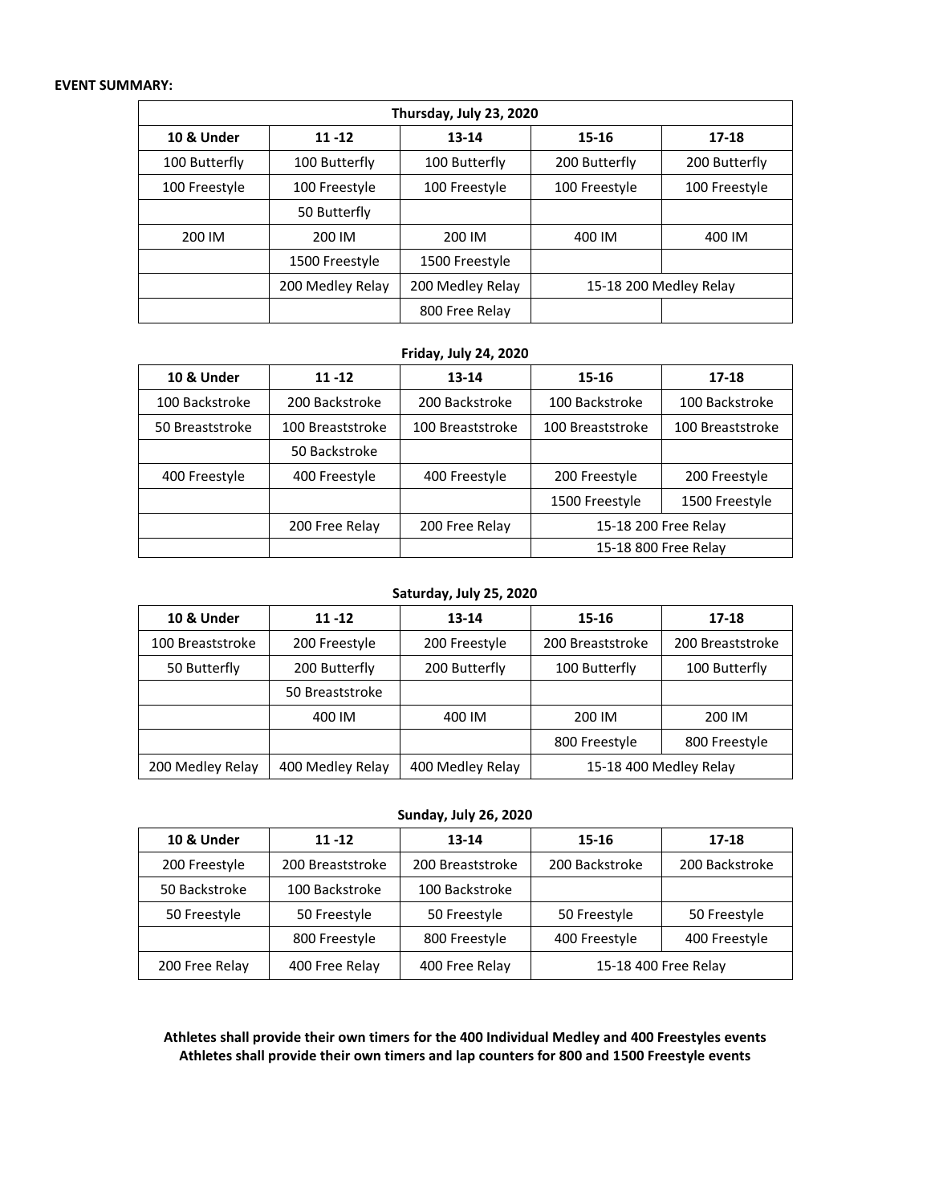**EVENT SUMMARY:**

| Thursday, July 23, 2020 | | | | |
|---|---|---|---|---|
| **10 & Under** | **11 -12** | **13-14** | **15-16** | **17-18** |
| 100 Butterfly | 100 Butterfly | 100 Butterfly | 200 Butterfly | 200 Butterfly |
| 100 Freestyle | 100 Freestyle | 100 Freestyle | 100 Freestyle | 100 Freestyle |
| | 50 Butterfly | | | |
| 200 IM | 200 IM | 200 IM | 400 IM | 400 IM |
| | 1500 Freestyle | 1500 Freestyle | | |
| | 200 Medley Relay | 200 Medley Relay | 15-18 200 Medley Relay | |
| | | 800 Free Relay | | |

**Friday, July 24, 2020**

| 10 & Under | 11 -12 | 13-14 | 15-16 | 17-18 |
|---|---|---|---|---|
| 100 Backstroke | 200 Backstroke | 200 Backstroke | 100 Backstroke | 100 Backstroke |
| 50 Breaststroke | 100 Breaststroke | 100 Breaststroke | 100 Breaststroke | 100 Breaststroke |
| | 50 Backstroke | | | |
| 400 Freestyle | 400 Freestyle | 400 Freestyle | 200 Freestyle | 200 Freestyle |
| | | | 1500 Freestyle | 1500 Freestyle |
| | 200 Free Relay | 200 Free Relay | 15-18 200 Free Relay | |
| | | | 15-18 800 Free Relay | |

**Saturday, July 25, 2020**

| 10 & Under | 11 -12 | 13-14 | 15-16 | 17-18 |
|---|---|---|---|---|
| 100 Breaststroke | 200 Freestyle | 200 Freestyle | 200 Breaststroke | 200 Breaststroke |
| 50 Butterfly | 200 Butterfly | 200 Butterfly | 100 Butterfly | 100 Butterfly |
| | 50 Breaststroke | | | |
| | 400 IM | 400 IM | 200 IM | 200 IM |
| | | | 800 Freestyle | 800 Freestyle |
| 200 Medley Relay | 400 Medley Relay | 400 Medley Relay | 15-18 400 Medley Relay | |

**Sunday, July 26, 2020**

| 10 & Under | 11 -12 | 13-14 | 15-16 | 17-18 |
|---|---|---|---|---|
| 200 Freestyle | 200 Breaststroke | 200 Breaststroke | 200 Backstroke | 200 Backstroke |
| 50 Backstroke | 100 Backstroke | 100 Backstroke | | |
| 50 Freestyle | 50 Freestyle | 50 Freestyle | 50 Freestyle | 50 Freestyle |
| | 800 Freestyle | 800 Freestyle | 400 Freestyle | 400 Freestyle |
| 200 Free Relay | 400 Free Relay | 400 Free Relay | 15-18 400 Free Relay | |

**Athletes shall provide their own timers for the 400 Individual Medley and 400 Freestyles events**
**Athletes shall provide their own timers and lap counters for 800 and 1500 Freestyle events**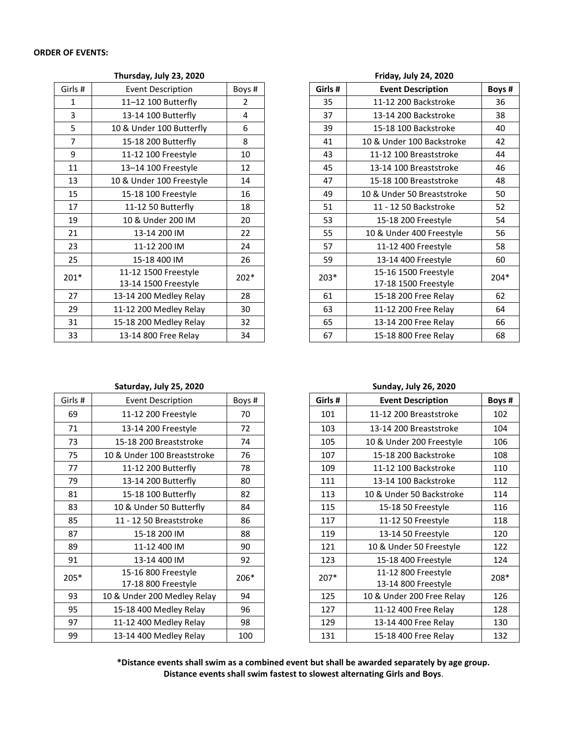**ORDER OF EVENTS:**

**Thursday, July 23, 2020**

| Girls # | Event Description | Boys # |
|---|---|---|
| 1 | 11–12 100 Butterfly | 2 |
| 3 | 13-14 100 Butterfly | 4 |
| 5 | 10 & Under 100 Butterfly | 6 |
| 7 | 15-18 200 Butterfly | 8 |
| 9 | 11-12 100 Freestyle | 10 |
| 11 | 13–14 100 Freestyle | 12 |
| 13 | 10 & Under 100 Freestyle | 14 |
| 15 | 15-18 100 Freestyle | 16 |
| 17 | 11-12 50 Butterfly | 18 |
| 19 | 10 & Under 200 IM | 20 |
| 21 | 13-14 200 IM | 22 |
| 23 | 11-12 200 IM | 24 |
| 25 | 15-18 400 IM | 26 |
| 201* | 11-12 1500 Freestyle<br>13-14 1500 Freestyle | 202* |
| 27 | 13-14 200 Medley Relay | 28 |
| 29 | 11-12 200 Medley Relay | 30 |
| 31 | 15-18 200 Medley Relay | 32 |
| 33 | 13-14 800 Free Relay | 34 |

**Friday, July 24, 2020**

| Girls # | Event Description | Boys # |
|---|---|---|
| 35 | 11-12 200 Backstroke | 36 |
| 37 | 13-14 200 Backstroke | 38 |
| 39 | 15-18 100 Backstroke | 40 |
| 41 | 10 & Under 100 Backstroke | 42 |
| 43 | 11-12 100 Breaststroke | 44 |
| 45 | 13-14 100 Breaststroke | 46 |
| 47 | 15-18 100 Breaststroke | 48 |
| 49 | 10 & Under 50 Breaststroke | 50 |
| 51 | 11 - 12 50 Backstroke | 52 |
| 53 | 15-18 200 Freestyle | 54 |
| 55 | 10 & Under 400 Freestyle | 56 |
| 57 | 11-12 400 Freestyle | 58 |
| 59 | 13-14 400 Freestyle | 60 |
| 203* | 15-16 1500 Freestyle<br>17-18 1500 Freestyle | 204* |
| 61 | 15-18 200 Free Relay | 62 |
| 63 | 11-12 200 Free Relay | 64 |
| 65 | 13-14 200 Free Relay | 66 |
| 67 | 15-18 800 Free Relay | 68 |

**Saturday, July 25, 2020**

| Girls # | Event Description | Boys # |
|---|---|---|
| 69 | 11-12 200 Freestyle | 70 |
| 71 | 13-14 200 Freestyle | 72 |
| 73 | 15-18 200 Breaststroke | 74 |
| 75 | 10 & Under 100 Breaststroke | 76 |
| 77 | 11-12 200 Butterfly | 78 |
| 79 | 13-14 200 Butterfly | 80 |
| 81 | 15-18 100 Butterfly | 82 |
| 83 | 10 & Under 50 Butterfly | 84 |
| 85 | 11 - 12 50 Breaststroke | 86 |
| 87 | 15-18 200 IM | 88 |
| 89 | 11-12 400 IM | 90 |
| 91 | 13-14 400 IM | 92 |
| 205* | 15-16 800 Freestyle<br>17-18 800 Freestyle | 206* |
| 93 | 10 & Under 200 Medley Relay | 94 |
| 95 | 15-18 400 Medley Relay | 96 |
| 97 | 11-12 400 Medley Relay | 98 |
| 99 | 13-14 400 Medley Relay | 100 |

**Sunday, July 26, 2020**

| Girls # | Event Description | Boys # |
|---|---|---|
| 101 | 11-12 200 Breaststroke | 102 |
| 103 | 13-14 200 Breaststroke | 104 |
| 105 | 10 & Under 200 Freestyle | 106 |
| 107 | 15-18 200 Backstroke | 108 |
| 109 | 11-12 100 Backstroke | 110 |
| 111 | 13-14 100 Backstroke | 112 |
| 113 | 10 & Under 50 Backstroke | 114 |
| 115 | 15-18 50 Freestyle | 116 |
| 117 | 11-12 50 Freestyle | 118 |
| 119 | 13-14 50 Freestyle | 120 |
| 121 | 10 & Under 50 Freestyle | 122 |
| 123 | 15-18 400 Freestyle | 124 |
| 207* | 11-12 800 Freestyle<br>13-14 800 Freestyle | 208* |
| 125 | 10 & Under 200 Free Relay | 126 |
| 127 | 11-12 400 Free Relay | 128 |
| 129 | 13-14 400 Free Relay | 130 |
| 131 | 15-18 400 Free Relay | 132 |

**\*Distance events shall swim as a combined event but shall be awarded separately by age group.**
**Distance events shall swim fastest to slowest alternating Girls and Boys**.